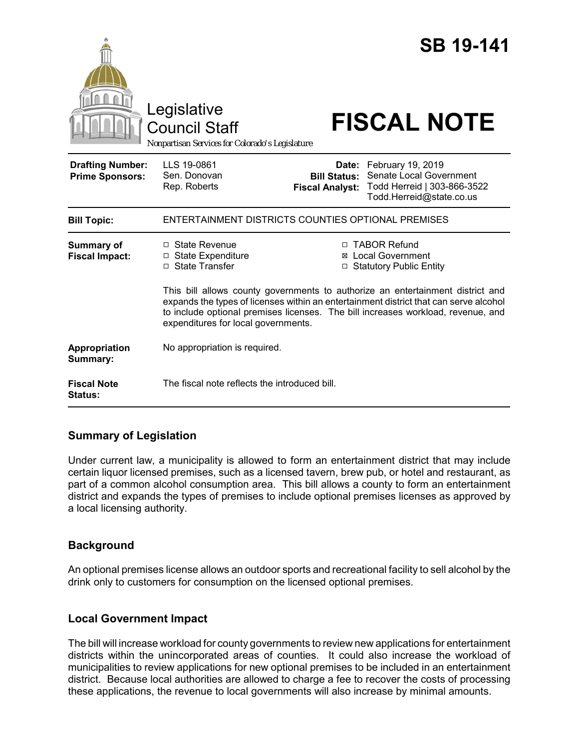# SB 19-141

Legislative Council Staff

*Nonpartisan Services for Colorado's Legislature*

# FISCAL NOTE

| | | | |
|---|---|---|---|
| **Drafting Number:** | LLS 19-0861 | **Date:** | February 19, 2019 |
| **Prime Sponsors:** | Sen. Donovan<br>Rep. Roberts | **Bill Status:** | Senate Local Government |
| | | **Fiscal Analyst:** | Todd Herreid \| 303-866-3522<br>Todd.Herreid@state.co.us |

| | |
|---|---|
| **Bill Topic:** | ENTERTAINMENT DISTRICTS COUNTIES OPTIONAL PREMISES |
| **Summary of Fiscal Impact:** | ☐ State Revenue ☐ State Expenditure ☐ State Transfer ☐ TABOR Refund ☒ Local Government ☐ Statutory Public Entity<br><br>This bill allows county governments to authorize an entertainment district and expands the types of licenses within an entertainment district that can serve alcohol to include optional premises licenses. The bill increases workload, revenue, and expenditures for local governments. |
| **Appropriation Summary:** | No appropriation is required. |
| **Fiscal Note Status:** | The fiscal note reflects the introduced bill. |

## Summary of Legislation

Under current law, a municipality is allowed to form an entertainment district that may include certain liquor licensed premises, such as a licensed tavern, brew pub, or hotel and restaurant, as part of a common alcohol consumption area. This bill allows a county to form an entertainment district and expands the types of premises to include optional premises licenses as approved by a local licensing authority.

## Background

An optional premises license allows an outdoor sports and recreational facility to sell alcohol by the drink only to customers for consumption on the licensed optional premises.

## Local Government Impact

The bill will increase workload for county governments to review new applications for entertainment districts within the unincorporated areas of counties. It could also increase the workload of municipalities to review applications for new optional premises to be included in an entertainment district. Because local authorities are allowed to charge a fee to recover the costs of processing these applications, the revenue to local governments will also increase by minimal amounts.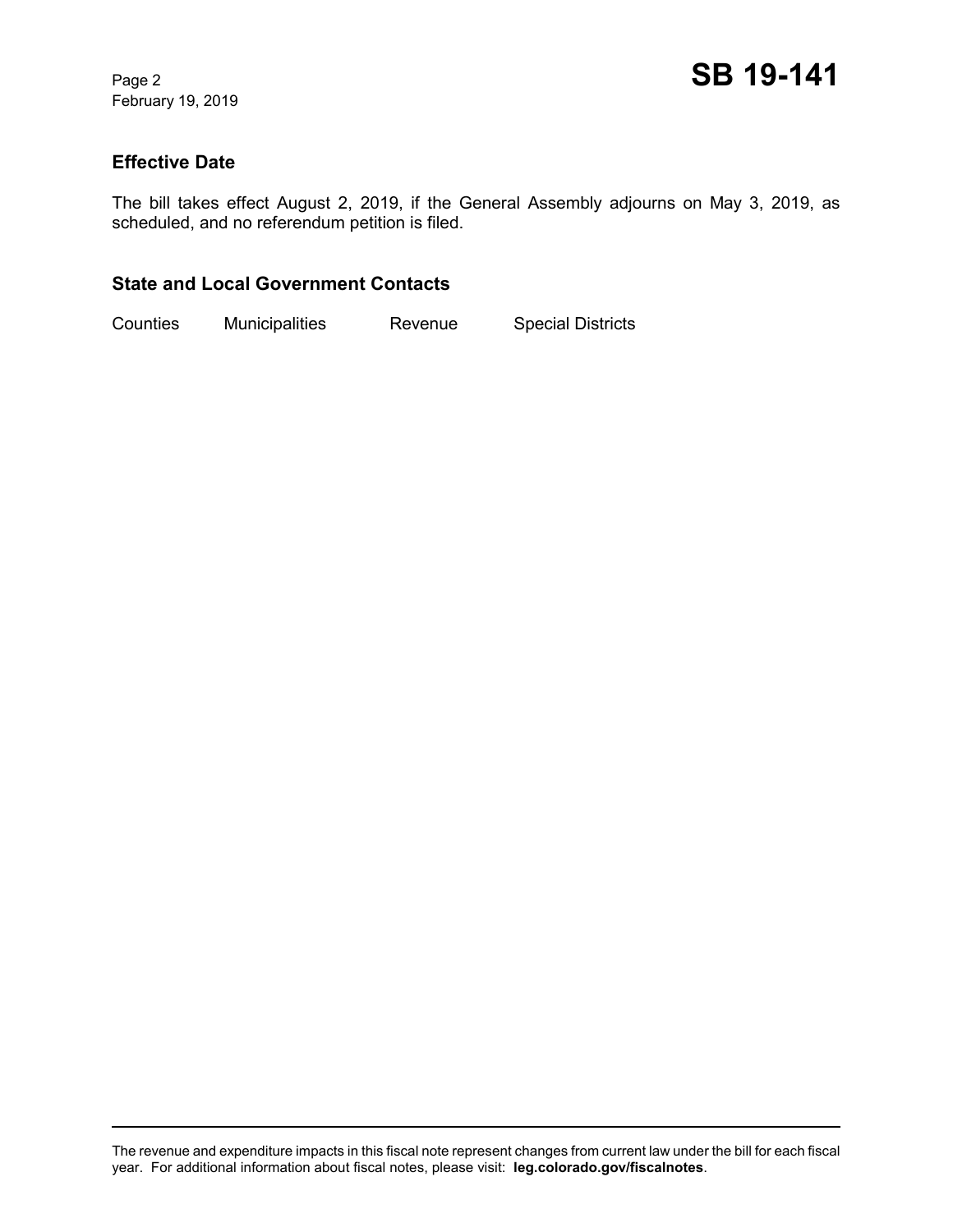## Effective Date

The bill takes effect August 2, 2019, if the General Assembly adjourns on May 3, 2019, as scheduled, and no referendum petition is filed.

## State and Local Government Contacts

Counties     Municipalities     Revenue     Special Districts

The revenue and expenditure impacts in this fiscal note represent changes from current law under the bill for each fiscal year. For additional information about fiscal notes, please visit: **leg.colorado.gov/fiscalnotes**.